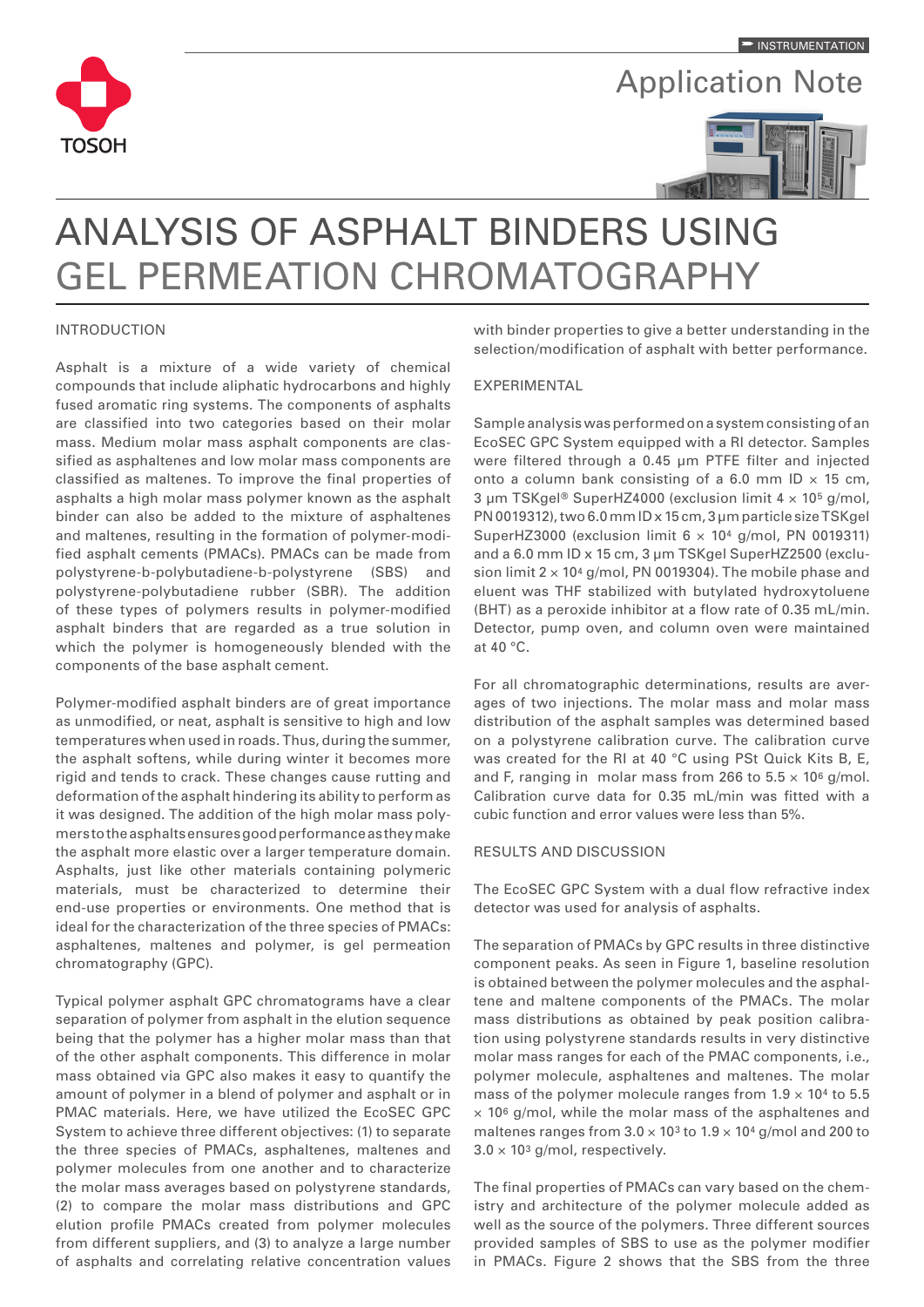# ANALYSIS OF ASPHALT BINDERS USING GEL PERMEATION CHROMATOGRAPHY

## INTRODUCTION

Asphalt is a mixture of a wide variety of chemical compounds that include aliphatic hydrocarbons and highly fused aromatic ring systems. The components of asphalts are classified into two categories based on their molar mass. Medium molar mass asphalt components are classified as asphaltenes and low molar mass components are classified as maltenes. To improve the final properties of asphalts a high molar mass polymer known as the asphalt binder can also be added to the mixture of asphaltenes and maltenes, resulting in the formation of polymer-modified asphalt cements (PMACs). PMACs can be made from polystyrene-b-polybutadiene-b-polystyrene (SBS) and polystyrene-polybutadiene rubber (SBR). The addition of these types of polymers results in polymer-modified asphalt binders that are regarded as a true solution in which the polymer is homogeneously blended with the components of the base asphalt cement.

Polymer-modified asphalt binders are of great importance as unmodified, or neat, asphalt is sensitive to high and low temperatures when used in roads. Thus, during the summer, the asphalt softens, while during winter it becomes more rigid and tends to crack. These changes cause rutting and deformation of the asphalt hindering its ability to perform as it was designed. The addition of the high molar mass polymers to the asphalts ensures good performance as they make the asphalt more elastic over a larger temperature domain. Asphalts, just like other materials containing polymeric materials, must be characterized to determine their end-use properties or environments. One method that is ideal for the characterization of the three species of PMACs: asphaltenes, maltenes and polymer, is gel permeation chromatography (GPC).

Typical polymer asphalt GPC chromatograms have a clear separation of polymer from asphalt in the elution sequence being that the polymer has a higher molar mass than that of the other asphalt components. This difference in molar mass obtained via GPC also makes it easy to quantify the amount of polymer in a blend of polymer and asphalt or in PMAC materials. Here, we have utilized the EcoSEC GPC System to achieve three different objectives: (1) to separate the three species of PMACs, asphaltenes, maltenes and polymer molecules from one another and to characterize the molar mass averages based on polystyrene standards, (2) to compare the molar mass distributions and GPC elution profile PMACs created from polymer molecules from different suppliers, and (3) to analyze a large number of asphalts and correlating relative concentration values with binder properties to give a better understanding in the selection/modification of asphalt with better performance.

## EXPERIMENTAL

Sample analysis was performed on a system consisting of an EcoSEC GPC System equipped with a RI detector. Samples were filtered through a 0.45 µm PTFE filter and injected onto a column bank consisting of a 6.0 mm ID × 15 cm, 3 µm TSKgel® SuperHZ4000 (exclusion limit $4 \times 10^5$ g/mol, PN 0019312), two 6.0 mm ID x 15 cm, 3 µm particle size TSKgel SuperHZ3000 (exclusion limit $6 \times 10^4$ g/mol, PN 0019311) and a 6.0 mm ID x 15 cm, 3 µm TSKgel SuperHZ2500 (exclusion limit $2 \times 10^4$ g/mol, PN 0019304). The mobile phase and eluent was THF stabilized with butylated hydroxytoluene (BHT) as a peroxide inhibitor at a flow rate of 0.35 mL/min. Detector, pump oven, and column oven were maintained at 40 °C.

For all chromatographic determinations, results are averages of two injections. The molar mass and molar mass distribution of the asphalt samples was determined based on a polystyrene calibration curve. The calibration curve was created for the RI at 40 °C using PSt Quick Kits B, E, and F, ranging in molar mass from 266 to $5.5 \times 10^6$ g/mol. Calibration curve data for 0.35 mL/min was fitted with a cubic function and error values were less than 5%.

## RESULTS AND DISCUSSION

The EcoSEC GPC System with a dual flow refractive index detector was used for analysis of asphalts.

The separation of PMACs by GPC results in three distinctive component peaks. As seen in Figure 1, baseline resolution is obtained between the polymer molecules and the asphaltene and maltene components of the PMACs. The molar mass distributions as obtained by peak position calibration using polystyrene standards results in very distinctive molar mass ranges for each of the PMAC components, i.e., polymer molecule, asphaltenes and maltenes. The molar mass of the polymer molecule ranges from $1.9 \times 10^4$ to $5.5 \times 10^6$ g/mol, while the molar mass of the asphaltenes and maltenes ranges from $3.0 \times 10^3$ to $1.9 \times 10^4$ g/mol and 200 to $3.0 \times 10^3$ g/mol, respectively.

The final properties of PMACs can vary based on the chemistry and architecture of the polymer molecule added as well as the source of the polymers. Three different sources provided samples of SBS to use as the polymer modifier in PMACs. Figure 2 shows that the SBS from the three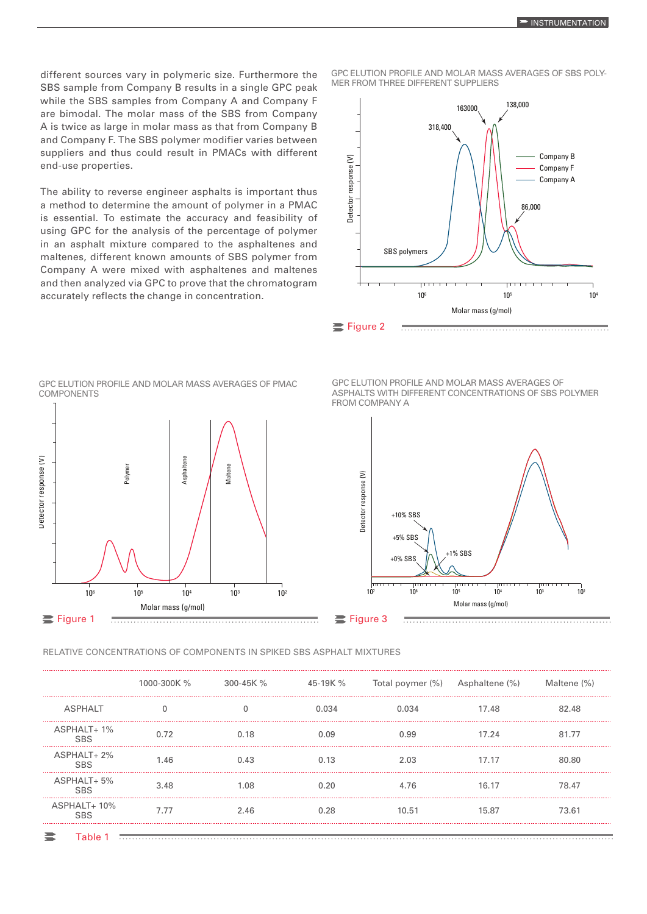different sources vary in polymeric size. Furthermore the SBS sample from Company B results in a single GPC peak while the SBS samples from Company A and Company F are bimodal. The molar mass of the SBS from Company A is twice as large in molar mass as that from Company B and Company F. The SBS polymer modifier varies between suppliers and thus could result in PMACs with different end-use properties.

The ability to reverse engineer asphalts is important thus a method to determine the amount of polymer in a PMAC is essential. To estimate the accuracy and feasibility of using GPC for the analysis of the percentage of polymer in an asphalt mixture compared to the asphaltenes and maltenes, different known amounts of SBS polymer from Company A were mixed with asphaltenes and maltenes and then analyzed via GPC to prove that the chromatogram accurately reflects the change in concentration.

GPC ELUTION PROFILE AND MOLAR MASS AVERAGES OF SBS POLYMER FROM THREE DIFFERENT SUPPLIERS

Figure 2

GPC ELUTION PROFILE AND MOLAR MASS AVERAGES OF PMAC COMPONENTS

Figure 1

GPC ELUTION PROFILE AND MOLAR MASS AVERAGES OF ASPHALTS WITH DIFFERENT CONCENTRATIONS OF SBS POLYMER FROM COMPANY A

Figure 3

RELATIVE CONCENTRATIONS OF COMPONENTS IN SPIKED SBS ASPHALT MIXTURES

| | 1000-300K % | 300-45K % | 45-19K % | Total poymer (%) | Asphaltene (%) | Maltene (%) |
|---|---|---|---|---|---|---|
| ASPHALT | 0 | 0 | 0.034 | 0.034 | 17.48 | 82.48 |
| ASPHALT+ 1% SBS | 0.72 | 0.18 | 0.09 | 0.99 | 17.24 | 81.77 |
| ASPHALT+ 2% SBS | 1.46 | 0.43 | 0.13 | 2.03 | 17.17 | 80.80 |
| ASPHALT+ 5% SBS | 3.48 | 1.08 | 0.20 | 4.76 | 16.17 | 78.47 |
| ASPHALT+ 10% SBS | 7.77 | 2.46 | 0.28 | 10.51 | 15.87 | 73.61 |

Table 1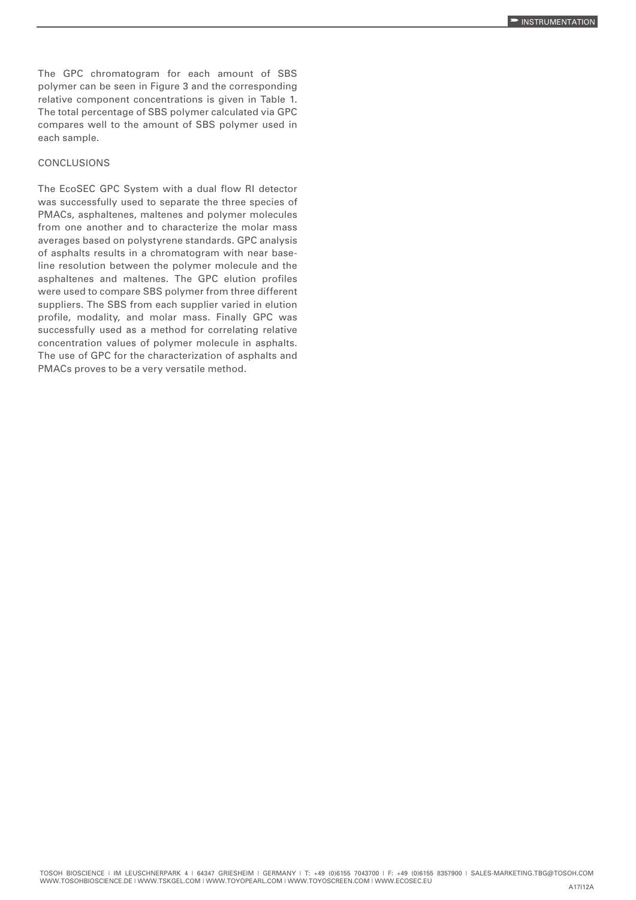The GPC chromatogram for each amount of SBS polymer can be seen in Figure 3 and the corresponding relative component concentrations is given in Table 1. The total percentage of SBS polymer calculated via GPC compares well to the amount of SBS polymer used in each sample.

## CONCLUSIONS

The EcoSEC GPC System with a dual flow RI detector was successfully used to separate the three species of PMACs, asphaltenes, maltenes and polymer molecules from one another and to characterize the molar mass averages based on polystyrene standards. GPC analysis of asphalts results in a chromatogram with near base-line resolution between the polymer molecule and the asphaltenes and maltenes. The GPC elution profiles were used to compare SBS polymer from three different suppliers. The SBS from each supplier varied in elution profile, modality, and molar mass. Finally GPC was successfully used as a method for correlating relative concentration values of polymer molecule in asphalts. The use of GPC for the characterization of asphalts and PMACs proves to be a very versatile method.